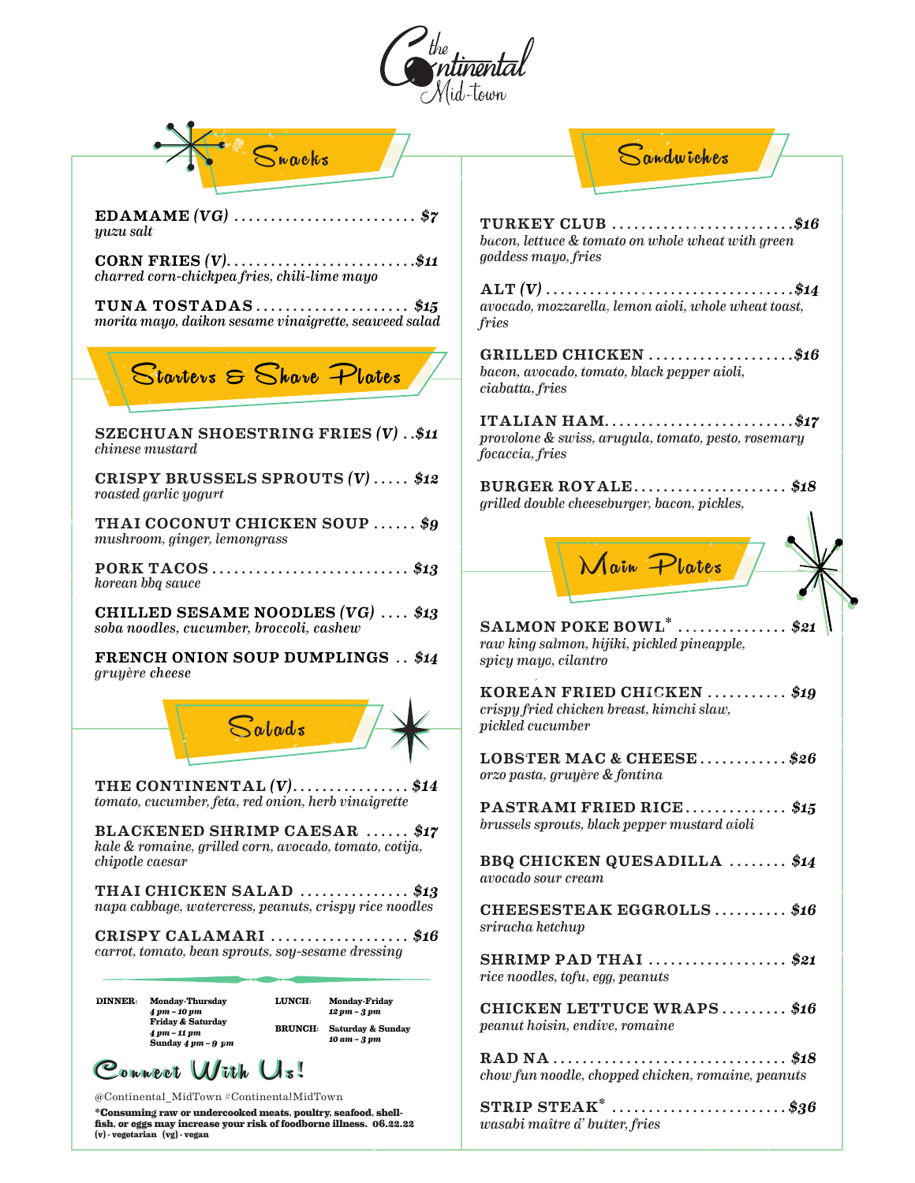# the Continental Mid-town

## Snacks

**EDAMAME *(VG)*** ......................... $7
*yuzu salt*

**CORN FRIES *(V)*** .......................... $11
*charred corn-chickpea fries, chili-lime mayo*

**TUNA TOSTADAS** ..................... $15
*morita mayo, daikon sesame vinaigrette, seaweed salad*

## Starters & Share Plates

**SZECHUAN SHOESTRING FRIES *(V)*** .. $11
*chinese mustard*

**CRISPY BRUSSELS SPROUTS *(V)*** ..... $12
*roasted garlic yogurt*

**THAI COCONUT CHICKEN SOUP** ...... $9
*mushroom, ginger, lemongrass*

**PORK TACOS** .......................... $13
*korean bbq sauce*

**CHILLED SESAME NOODLES *(VG)*** .... $13
*soba noodles, cucumber, broccoli, cashew*

**FRENCH ONION SOUP DUMPLINGS** .. $14
*gruyère cheese*

## Salads

**THE CONTINENTAL *(V)*** ................ $14
*tomato, cucumber, feta, red onion, herb vinaigrette*

**BLACKENED SHRIMP CAESAR** ...... $17
*kale & romaine, grilled corn, avocado, tomato, cotija, chipotle caesar*

**THAI CHICKEN SALAD** ............... $13
*napa cabbage, watercress, peanuts, crispy rice noodles*

**CRISPY CALAMARI** .................. $16
*carrot, tomato, bean sprouts, soy-sesame dressing*

**DINNER:** Monday-Thursday *4 pm – 10 pm*; Friday & Saturday *4 pm – 11 pm*; Sunday *4 pm – 9 pm*

**LUNCH:** Monday-Friday *12 pm – 3 pm*

**BRUNCH:** Saturday & Sunday *10 am – 3 pm*

## Connect With Us!

@Continental_MidTown #ContinentalMidTown

**\*Consuming raw or undercooked meats, poultry, seafood, shellfish, or eggs may increase your risk of foodborne illness. 06.22.22**
**(v) - vegetarian (vg) - vegan**

## Sandwiches

**TURKEY CLUB** ......................... $16
*bacon, lettuce & tomato on whole wheat with green goddess mayo, fries*

**ALT *(V)*** ................................. $14
*avocado, mozzarella, lemon aioli, whole wheat toast, fries*

**GRILLED CHICKEN** .................... $16
*bacon, avocado, tomato, black pepper aioli, ciabatta, fries*

**ITALIAN HAM** .......................... $17
*provolone & swiss, arugula, tomato, pesto, rosemary focaccia, fries*

**BURGER ROYALE** ..................... $18
*grilled double cheeseburger, bacon, pickles,*

## Main Plates

**SALMON POKE BOWL\*** ............... $21
*raw king salmon, hijiki, pickled pineapple, spicy mayo, cilantro*

**KOREAN FRIED CHICKEN** ........... $19
*crispy fried chicken breast, kimchi slaw, pickled cucumber*

**LOBSTER MAC & CHEESE** ............ $26
*orzo pasta, gruyère & fontina*

**PASTRAMI FRIED RICE** .............. $15
*brussels sprouts, black pepper mustard aioli*

**BBQ CHICKEN QUESADILLA** ........ $14
*avocado sour cream*

**CHEESESTEAK EGGROLLS** .......... $16
*sriracha ketchup*

**SHRIMP PAD THAI** ................... $21
*rice noodles, tofu, egg, peanuts*

**CHICKEN LETTUCE WRAPS** ......... $16
*peanut hoisin, endive, romaine*

**RAD NA** ................................ $18
*chow fun noodle, chopped chicken, romaine, peanuts*

**STRIP STEAK\*** ........................ $36
*wasabi maître d' butter, fries*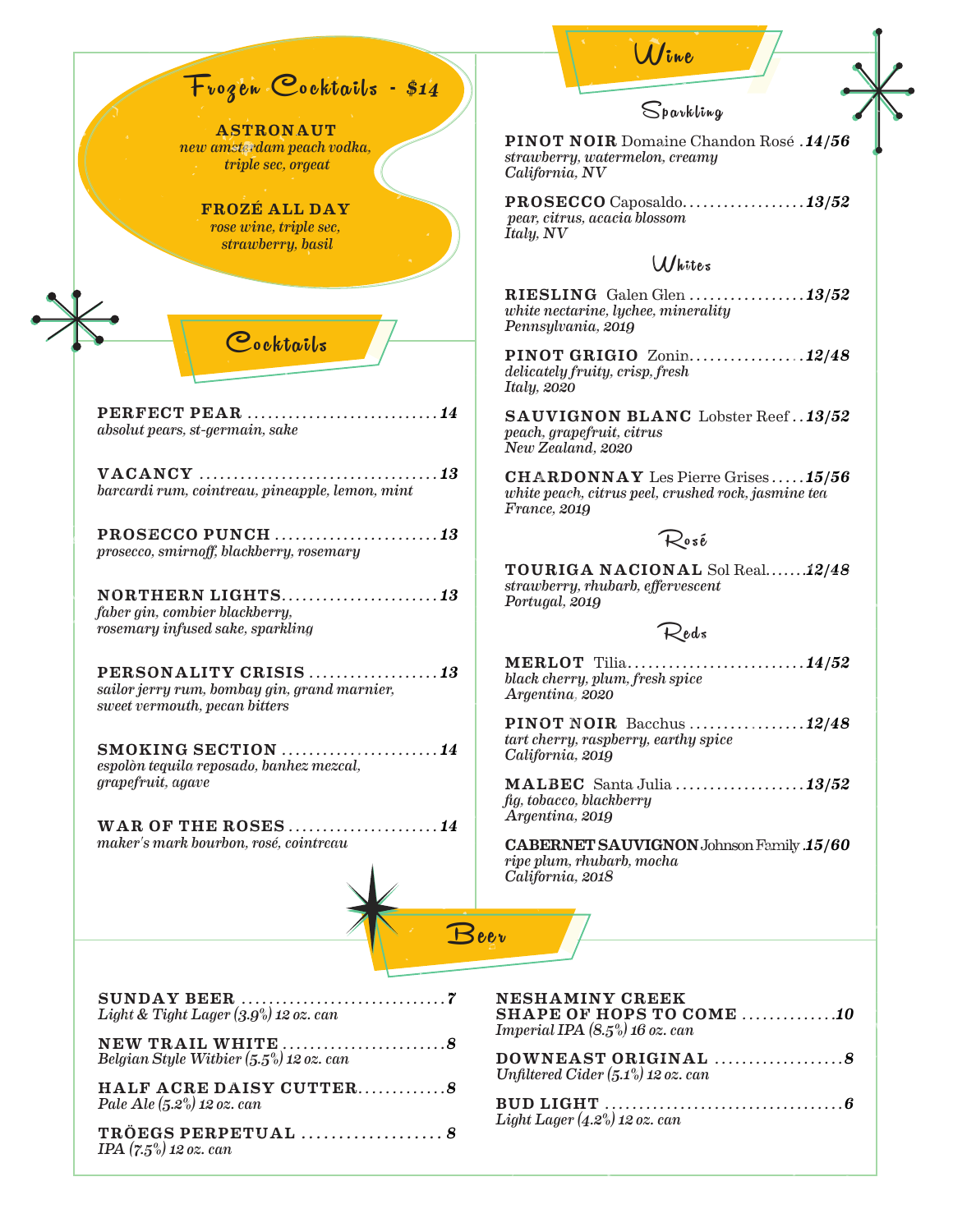## Frozen Cocktails - $14

**ASTRONAUT**
*new amsterdam peach vodka, triple sec, orgeat*

**FROZÉ ALL DAY**
*rose wine, triple sec, strawberry, basil*

## Cocktails

**PERFECT PEAR** .......... **14**
*absolut pears, st-germain, sake*

**VACANCY** .......... **13**
*barcardi rum, cointreau, pineapple, lemon, mint*

**PROSECCO PUNCH** .......... **13**
*prosecco, smirnoff, blackberry, rosemary*

**NORTHERN LIGHTS** .......... **13**
*faber gin, combier blackberry, rosemary infused sake, sparkling*

**PERSONALITY CRISIS** .......... **13**
*sailor jerry rum, bombay gin, grand marnier, sweet vermouth, pecan bitters*

**SMOKING SECTION** .......... **14**
*espolòn tequila reposado, banhez mezcal, grapefruit, agave*

**WAR OF THE ROSES** .......... **14**
*maker's mark bourbon, rosé, cointreau*

## Wine

### Sparkling

**PINOT NOIR** Domaine Chandon Rosé .......... **14/56**
*strawberry, watermelon, creamy*
*California, NV*

**PROSECCO** Caposaldo .......... **13/52**
*pear, citrus, acacia blossom*
*Italy, NV*

### Whites

**RIESLING** Galen Glen .......... **13/52**
*white nectarine, lychee, minerality*
*Pennsylvania, 2019*

**PINOT GRIGIO** Zonin .......... **12/48**
*delicately fruity, crisp, fresh*
*Italy, 2020*

**SAUVIGNON BLANC** Lobster Reef .......... **13/52**
*peach, grapefruit, citrus*
*New Zealand, 2020*

**CHARDONNAY** Les Pierre Grises .......... **15/56**
*white peach, citrus peel, crushed rock, jasmine tea*
*France, 2019*

### Rosé

**TOURIGA NACIONAL** Sol Real .......... **12/48**
*strawberry, rhubarb, effervescent*
*Portugal, 2019*

### Reds

**MERLOT** Tilia .......... **14/52**
*black cherry, plum, fresh spice*
*Argentina, 2020*

**PINOT NOIR** Bacchus .......... **12/48**
*tart cherry, raspberry, earthy spice*
*California, 2019*

**MALBEC** Santa Julia .......... **13/52**
*fig, tobacco, blackberry*
*Argentina, 2019*

**CABERNET SAUVIGNON** Johnson Family .......... **15/60**
*ripe plum, rhubarb, mocha*
*California, 2018*

## Beer

**SUNDAY BEER** .......... **7**
*Light & Tight Lager (3.9%) 12 oz. can*

**NEW TRAIL WHITE** .......... **8**
*Belgian Style Witbier (5.5%) 12 oz. can*

**HALF ACRE DAISY CUTTER** .......... **8**
*Pale Ale (5.2%) 12 oz. can*

**TRÖEGS PERPETUAL** .......... **8**
*IPA (7.5%) 12 oz. can*

**NESHAMINY CREEK SHAPE OF HOPS TO COME** .......... **10**
*Imperial IPA (8.5%) 16 oz. can*

**DOWNEAST ORIGINAL** .......... **8**
*Unfiltered Cider (5.1%) 12 oz. can*

**BUD LIGHT** .......... **6**
*Light Lager (4.2%) 12 oz. can*